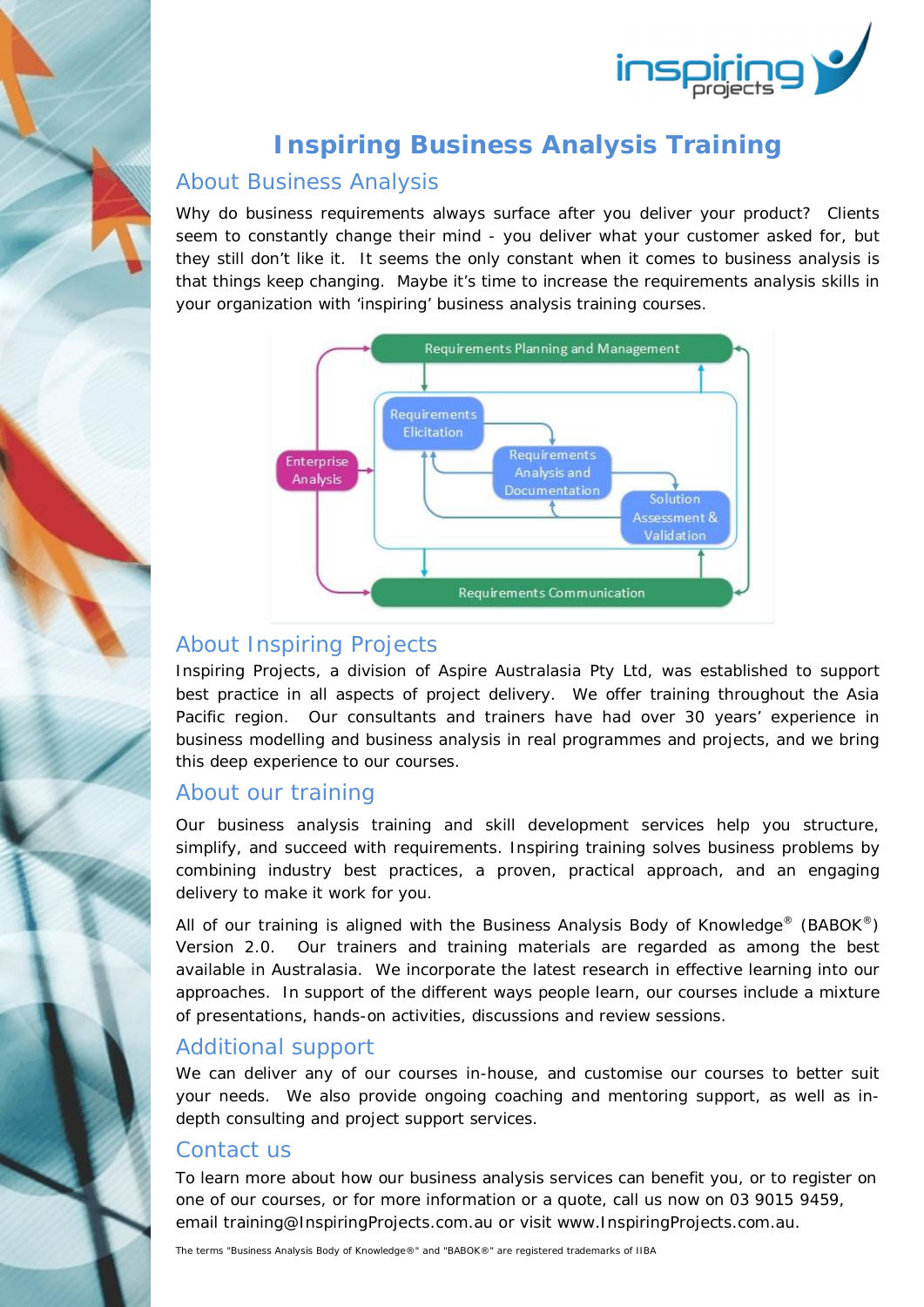# Inspiring Business Analysis Training

## About Business Analysis

Why do business requirements always surface after you deliver your product? Clients seem to constantly change their mind - you deliver what your customer asked for, but they still don't like it. It seems the only constant when it comes to business analysis is that things keep changing. Maybe it's time to increase the requirements analysis skills in your organization with 'inspiring' business analysis training courses.

## About Inspiring Projects

Inspiring Projects, a division of Aspire Australasia Pty Ltd, was established to support best practice in all aspects of project delivery. We offer training throughout the Asia Pacific region. Our consultants and trainers have had over 30 years' experience in business modelling and business analysis in real programmes and projects, and we bring this deep experience to our courses.

## About our training

Our business analysis training and skill development services help you structure, simplify, and succeed with requirements. Inspiring training solves business problems by combining industry best practices, a proven, practical approach, and an engaging delivery to make it work for you.

All of our training is aligned with the Business Analysis Body of Knowledge® (BABOK®) Version 2.0. Our trainers and training materials are regarded as among the best available in Australasia. We incorporate the latest research in effective learning into our approaches. In support of the different ways people learn, our courses include a mixture of presentations, hands-on activities, discussions and review sessions.

## Additional support

We can deliver any of our courses in-house, and customise our courses to better suit your needs. We also provide ongoing coaching and mentoring support, as well as in-depth consulting and project support services.

## Contact us

To learn more about how our business analysis services can benefit you, or to register on one of our courses, or for more information or a quote, call us now on 03 9015 9459, email training@InspiringProjects.com.au or visit www.InspiringProjects.com.au.

The terms "Business Analysis Body of Knowledge®" and "BABOK®" are registered trademarks of IIBA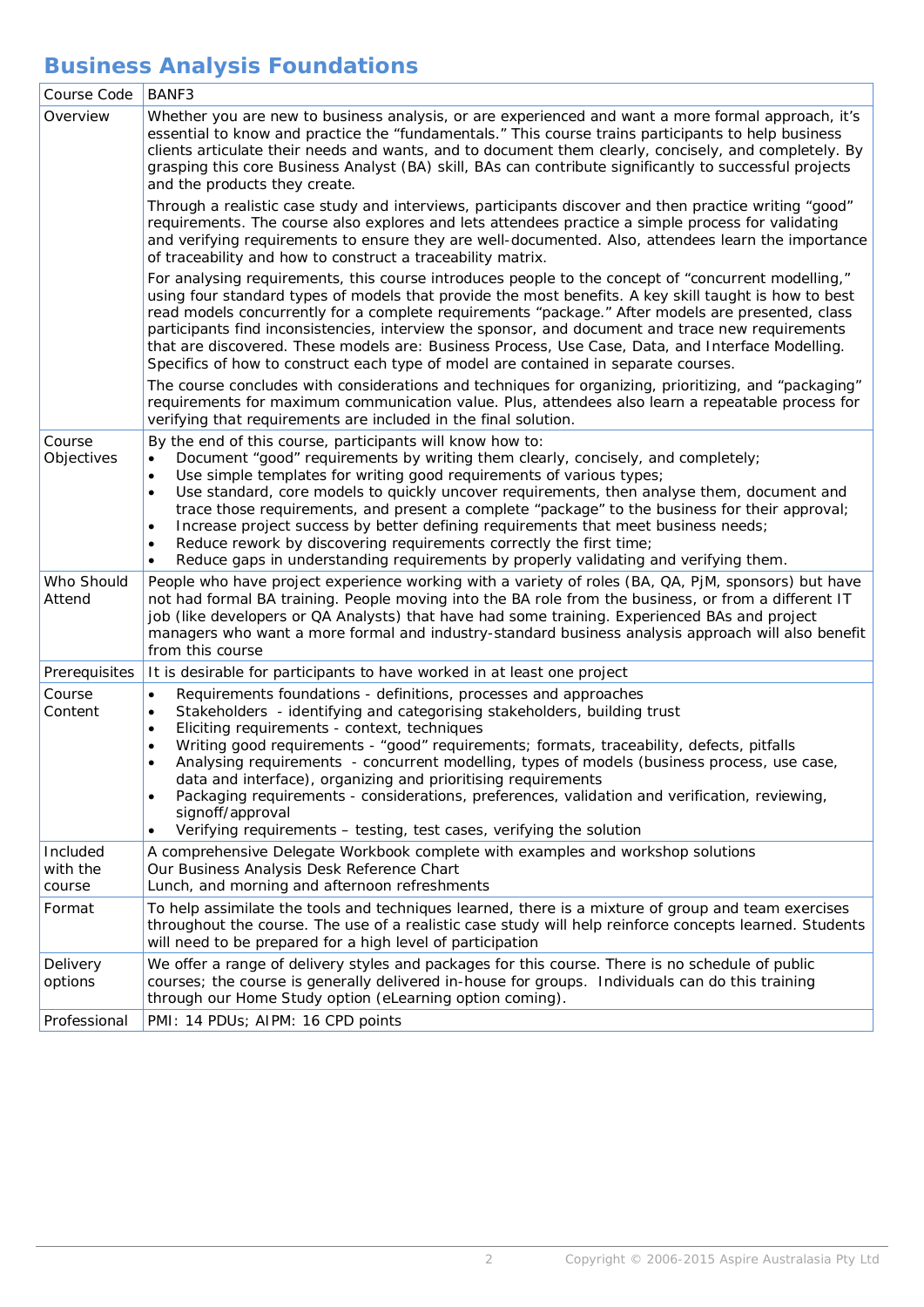# Business Analysis Foundations

| Course Code | BANF3 |
|---|---|
| Overview | Whether you are new to business analysis, or are experienced and want a more formal approach, it's essential to know and practice the "fundamentals." This course trains participants to help business clients articulate their needs and wants, and to document them clearly, concisely, and completely. By grasping this core Business Analyst (BA) skill, BAs can contribute significantly to successful projects and the products they create.<br><br>Through a realistic case study and interviews, participants discover and then practice writing "good" requirements. The course also explores and lets attendees practice a simple process for validating and verifying requirements to ensure they are well-documented. Also, attendees learn the importance of traceability and how to construct a traceability matrix.<br><br>For analysing requirements, this course introduces people to the concept of "concurrent modelling," using four standard types of models that provide the most benefits. A key skill taught is how to best read models concurrently for a complete requirements "package." After models are presented, class participants find inconsistencies, interview the sponsor, and document and trace new requirements that are discovered. These models are: Business Process, Use Case, Data, and Interface Modelling. Specifics of how to construct each type of model are contained in separate courses.<br><br>The course concludes with considerations and techniques for organizing, prioritizing, and "packaging" requirements for maximum communication value. Plus, attendees also learn a repeatable process for verifying that requirements are included in the final solution. |
| Course Objectives | By the end of this course, participants will know how to:<br>• Document "good" requirements by writing them clearly, concisely, and completely;<br>• Use simple templates for writing good requirements of various types;<br>• Use standard, core models to quickly uncover requirements, then analyse them, document and trace those requirements, and present a complete "package" to the business for their approval;<br>• Increase project success by better defining requirements that meet business needs;<br>• Reduce rework by discovering requirements correctly the first time;<br>• Reduce gaps in understanding requirements by properly validating and verifying them. |
| Who Should Attend | People who have project experience working with a variety of roles (BA, QA, PjM, sponsors) but have not had formal BA training. People moving into the BA role from the business, or from a different IT job (like developers or QA Analysts) that have had some training. Experienced BAs and project managers who want a more formal and industry-standard business analysis approach will also benefit from this course |
| Prerequisites | It is desirable for participants to have worked in at least one project |
| Course Content | • Requirements foundations - definitions, processes and approaches<br>• Stakeholders - identifying and categorising stakeholders, building trust<br>• Eliciting requirements - context, techniques<br>• Writing good requirements - "good" requirements; formats, traceability, defects, pitfalls<br>• Analysing requirements - concurrent modelling, types of models (business process, use case, data and interface), organizing and prioritising requirements<br>• Packaging requirements - considerations, preferences, validation and verification, reviewing, signoff/approval<br>• Verifying requirements – testing, test cases, verifying the solution |
| Included with the course | A comprehensive Delegate Workbook complete with examples and workshop solutions<br>Our Business Analysis Desk Reference Chart<br>Lunch, and morning and afternoon refreshments |
| Format | To help assimilate the tools and techniques learned, there is a mixture of group and team exercises throughout the course. The use of a realistic case study will help reinforce concepts learned. Students will need to be prepared for a high level of participation |
| Delivery options | We offer a range of delivery styles and packages for this course. There is no schedule of public courses; the course is generally delivered in-house for groups. Individuals can do this training through our Home Study option (eLearning option coming). |
| Professional | PMI: 14 PDUs; AIPM: 16 CPD points |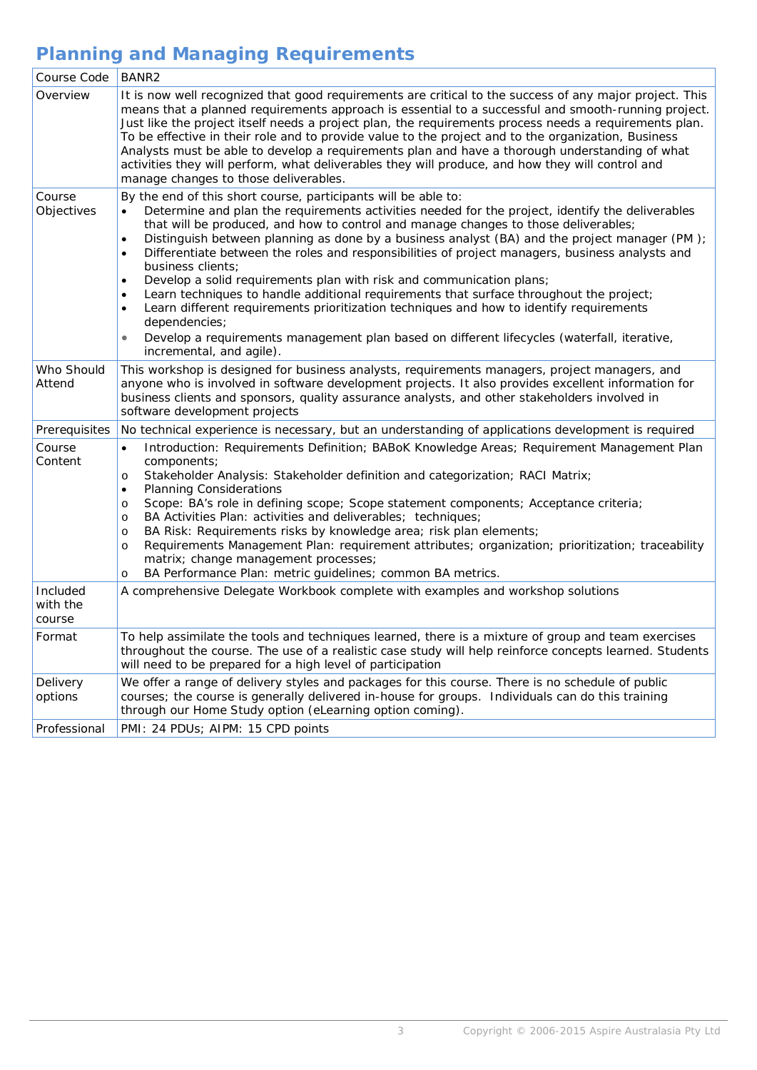# Planning and Managing Requirements

| Course Code | BANR2 |
|---|---|
| Overview | It is now well recognized that good requirements are critical to the success of any major project. This means that a planned requirements approach is essential to a successful and smooth-running project. Just like the project itself needs a project plan, the requirements process needs a requirements plan. To be effective in their role and to provide value to the project and to the organization, Business Analysts must be able to develop a requirements plan and have a thorough understanding of what activities they will perform, what deliverables they will produce, and how they will control and manage changes to those deliverables. |
| Course Objectives | By the end of this short course, participants will be able to:<br>• Determine and plan the requirements activities needed for the project, identify the deliverables that will be produced, and how to control and manage changes to those deliverables;<br>• Distinguish between planning as done by a business analyst (BA) and the project manager (PM );<br>• Differentiate between the roles and responsibilities of project managers, business analysts and business clients;<br>• Develop a solid requirements plan with risk and communication plans;<br>• Learn techniques to handle additional requirements that surface throughout the project;<br>• Learn different requirements prioritization techniques and how to identify requirements dependencies;<br>• Develop a requirements management plan based on different lifecycles (waterfall, iterative, incremental, and agile). |
| Who Should Attend | This workshop is designed for business analysts, requirements managers, project managers, and anyone who is involved in software development projects. It also provides excellent information for business clients and sponsors, quality assurance analysts, and other stakeholders involved in software development projects |
| Prerequisites | No technical experience is necessary, but an understanding of applications development is required |
| Course Content | • Introduction: Requirements Definition; BABoK Knowledge Areas; Requirement Management Plan components;<br>o Stakeholder Analysis: Stakeholder definition and categorization; RACI Matrix;<br>• Planning Considerations<br>o Scope: BA's role in defining scope; Scope statement components; Acceptance criteria;<br>o BA Activities Plan: activities and deliverables; techniques;<br>o BA Risk: Requirements risks by knowledge area; risk plan elements;<br>o Requirements Management Plan: requirement attributes; organization; prioritization; traceability matrix; change management processes;<br>o BA Performance Plan: metric guidelines; common BA metrics. |
| Included with the course | A comprehensive Delegate Workbook complete with examples and workshop solutions |
| Format | To help assimilate the tools and techniques learned, there is a mixture of group and team exercises throughout the course. The use of a realistic case study will help reinforce concepts learned. Students will need to be prepared for a high level of participation |
| Delivery options | We offer a range of delivery styles and packages for this course. There is no schedule of public courses; the course is generally delivered in-house for groups. Individuals can do this training through our Home Study option (eLearning option coming). |
| Professional | PMI: 24 PDUs; AIPM: 15 CPD points |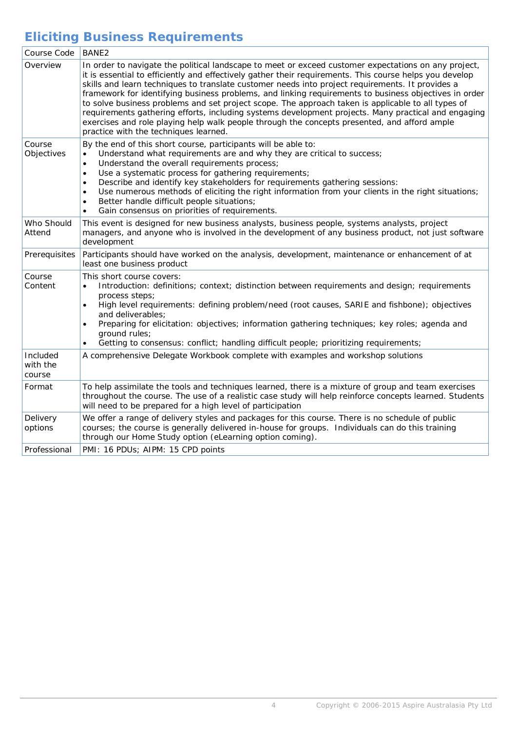## Eliciting Business Requirements

| Course Code | BANE2 |
|---|---|
| Overview | In order to navigate the political landscape to meet or exceed customer expectations on any project, it is essential to efficiently and effectively gather their requirements. This course helps you develop skills and learn techniques to translate customer needs into project requirements. It provides a framework for identifying business problems, and linking requirements to business objectives in order to solve business problems and set project scope. The approach taken is applicable to all types of requirements gathering efforts, including systems development projects. Many practical and engaging exercises and role playing help walk people through the concepts presented, and afford ample practice with the techniques learned. |
| Course Objectives | By the end of this short course, participants will be able to:<br>• Understand what requirements are and why they are critical to success;<br>• Understand the overall requirements process;<br>• Use a systematic process for gathering requirements;<br>• Describe and identify key stakeholders for requirements gathering sessions:<br>• Use numerous methods of eliciting the right information from your clients in the right situations;<br>• Better handle difficult people situations;<br>• Gain consensus on priorities of requirements. |
| Who Should Attend | This event is designed for new business analysts, business people, systems analysts, project managers, and anyone who is involved in the development of any business product, not just software development |
| Prerequisites | Participants should have worked on the analysis, development, maintenance or enhancement of at least one business product |
| Course Content | This short course covers:<br>• Introduction: definitions; context; distinction between requirements and design; requirements process steps;<br>• High level requirements: defining problem/need (root causes, SARIE and fishbone); objectives and deliverables;<br>• Preparing for elicitation: objectives; information gathering techniques; key roles; agenda and ground rules;<br>• Getting to consensus: conflict; handling difficult people; prioritizing requirements; |
| Included with the course | A comprehensive Delegate Workbook complete with examples and workshop solutions |
| Format | To help assimilate the tools and techniques learned, there is a mixture of group and team exercises throughout the course. The use of a realistic case study will help reinforce concepts learned. Students will need to be prepared for a high level of participation |
| Delivery options | We offer a range of delivery styles and packages for this course. There is no schedule of public courses; the course is generally delivered in-house for groups. Individuals can do this training through our Home Study option (eLearning option coming). |
| Professional | PMI: 16 PDUs; AIPM: 15 CPD points |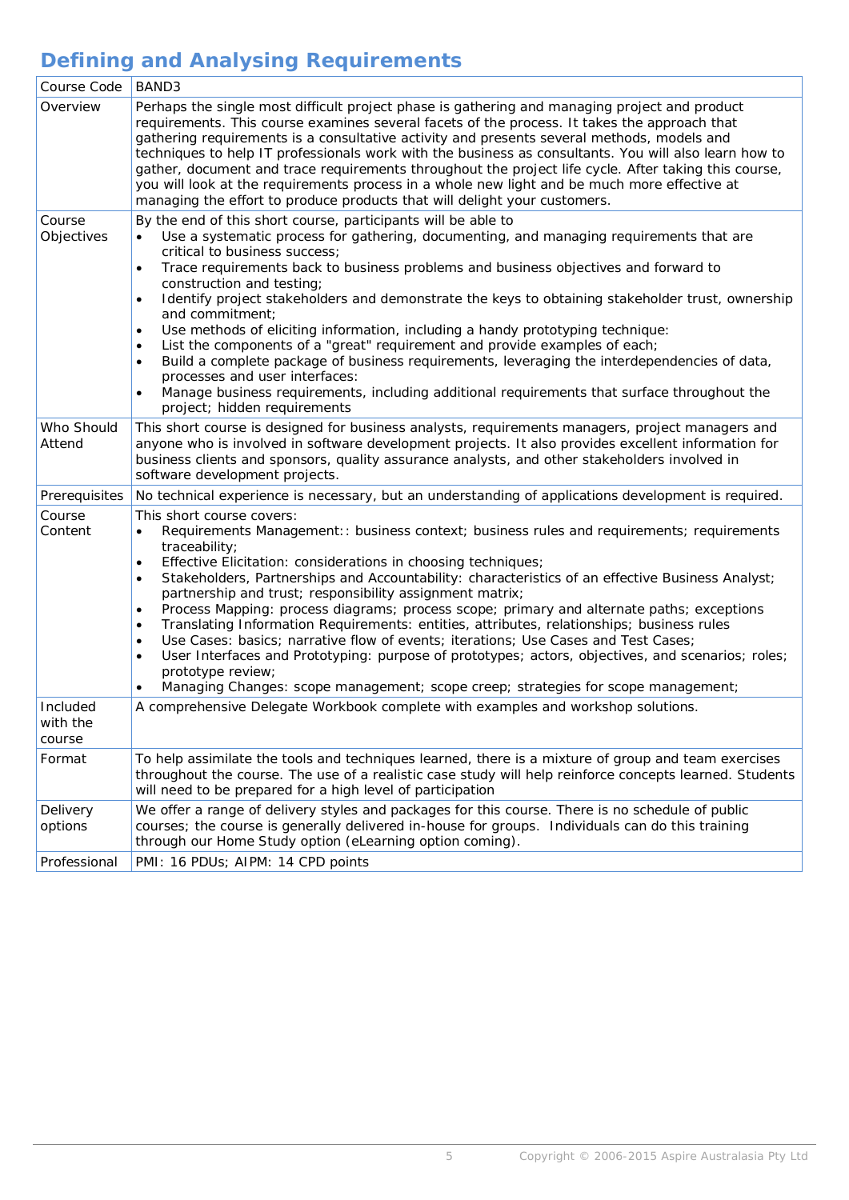# Defining and Analysing Requirements

| Course Code | BAND3 |
|---|---|
| Overview | Perhaps the single most difficult project phase is gathering and managing project and product requirements. This course examines several facets of the process. It takes the approach that gathering requirements is a consultative activity and presents several methods, models and techniques to help IT professionals work with the business as consultants. You will also learn how to gather, document and trace requirements throughout the project life cycle. After taking this course, you will look at the requirements process in a whole new light and be much more effective at managing the effort to produce products that will delight your customers. |
| Course Objectives | By the end of this short course, participants will be able to<br>• Use a systematic process for gathering, documenting, and managing requirements that are critical to business success;<br>• Trace requirements back to business problems and business objectives and forward to construction and testing;<br>• Identify project stakeholders and demonstrate the keys to obtaining stakeholder trust, ownership and commitment;<br>• Use methods of eliciting information, including a handy prototyping technique:<br>• List the components of a "great" requirement and provide examples of each;<br>• Build a complete package of business requirements, leveraging the interdependencies of data, processes and user interfaces:<br>• Manage business requirements, including additional requirements that surface throughout the project; hidden requirements |
| Who Should Attend | This short course is designed for business analysts, requirements managers, project managers and anyone who is involved in software development projects. It also provides excellent information for business clients and sponsors, quality assurance analysts, and other stakeholders involved in software development projects. |
| Prerequisites | No technical experience is necessary, but an understanding of applications development is required. |
| Course Content | This short course covers:<br>• Requirements Management:: business context; business rules and requirements; requirements traceability;<br>• Effective Elicitation: considerations in choosing techniques;<br>• Stakeholders, Partnerships and Accountability: characteristics of an effective Business Analyst; partnership and trust; responsibility assignment matrix;<br>• Process Mapping: process diagrams; process scope; primary and alternate paths; exceptions<br>• Translating Information Requirements: entities, attributes, relationships; business rules<br>• Use Cases: basics; narrative flow of events; iterations; Use Cases and Test Cases;<br>• User Interfaces and Prototyping: purpose of prototypes; actors, objectives, and scenarios; roles; prototype review;<br>• Managing Changes: scope management; scope creep; strategies for scope management; |
| Included with the course | A comprehensive Delegate Workbook complete with examples and workshop solutions. |
| Format | To help assimilate the tools and techniques learned, there is a mixture of group and team exercises throughout the course. The use of a realistic case study will help reinforce concepts learned. Students will need to be prepared for a high level of participation |
| Delivery options | We offer a range of delivery styles and packages for this course. There is no schedule of public courses; the course is generally delivered in-house for groups. Individuals can do this training through our Home Study option (eLearning option coming). |
| Professional | PMI: 16 PDUs; AIPM: 14 CPD points |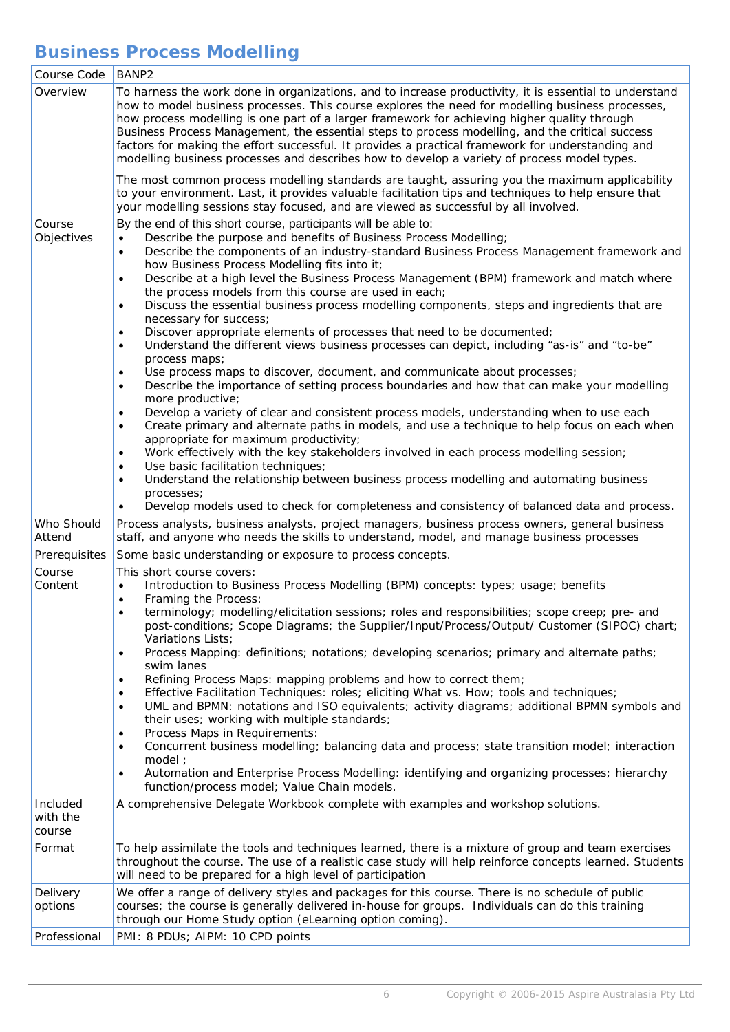# Business Process Modelling

| | |
|---|---|
| Course Code | BANP2 |
| Overview | To harness the work done in organizations, and to increase productivity, it is essential to understand how to model business processes. This course explores the need for modelling business processes, how process modelling is one part of a larger framework for achieving higher quality through Business Process Management, the essential steps to process modelling, and the critical success factors for making the effort successful. It provides a practical framework for understanding and modelling business processes and describes how to develop a variety of process model types.<br><br>The most common process modelling standards are taught, assuring you the maximum applicability to your environment. Last, it provides valuable facilitation tips and techniques to help ensure that your modelling sessions stay focused, and are viewed as successful by all involved. |
| Course Objectives | By the end of this short course, participants will be able to:<br>• Describe the purpose and benefits of Business Process Modelling;<br>• Describe the components of an industry-standard Business Process Management framework and how Business Process Modelling fits into it;<br>• Describe at a high level the Business Process Management (BPM) framework and match where the process models from this course are used in each;<br>• Discuss the essential business process modelling components, steps and ingredients that are necessary for success;<br>• Discover appropriate elements of processes that need to be documented;<br>• Understand the different views business processes can depict, including “as-is” and “to-be” process maps;<br>• Use process maps to discover, document, and communicate about processes;<br>• Describe the importance of setting process boundaries and how that can make your modelling more productive;<br>• Develop a variety of clear and consistent process models, understanding when to use each<br>• Create primary and alternate paths in models, and use a technique to help focus on each when appropriate for maximum productivity;<br>• Work effectively with the key stakeholders involved in each process modelling session;<br>• Use basic facilitation techniques;<br>• Understand the relationship between business process modelling and automating business processes;<br>• Develop models used to check for completeness and consistency of balanced data and process. |
| Who Should Attend | Process analysts, business analysts, project managers, business process owners, general business staff, and anyone who needs the skills to understand, model, and manage business processes |
| Prerequisites | Some basic understanding or exposure to process concepts. |
| Course Content | This short course covers:<br>• Introduction to Business Process Modelling (BPM) concepts: types; usage; benefits<br>• Framing the Process:<br>• terminology; modelling/elicitation sessions; roles and responsibilities; scope creep; pre- and post-conditions; Scope Diagrams; the Supplier/Input/Process/Output/ Customer (SIPOC) chart; Variations Lists;<br>• Process Mapping: definitions; notations; developing scenarios; primary and alternate paths; swim lanes<br>• Refining Process Maps: mapping problems and how to correct them;<br>• Effective Facilitation Techniques: roles; eliciting What vs. How; tools and techniques;<br>• UML and BPMN: notations and ISO equivalents; activity diagrams; additional BPMN symbols and their uses; working with multiple standards;<br>• Process Maps in Requirements:<br>• Concurrent business modelling; balancing data and process; state transition model; interaction model ;<br>• Automation and Enterprise Process Modelling: identifying and organizing processes; hierarchy function/process model; Value Chain models. |
| Included with the course | A comprehensive Delegate Workbook complete with examples and workshop solutions. |
| Format | To help assimilate the tools and techniques learned, there is a mixture of group and team exercises throughout the course. The use of a realistic case study will help reinforce concepts learned. Students will need to be prepared for a high level of participation |
| Delivery options | We offer a range of delivery styles and packages for this course. There is no schedule of public courses; the course is generally delivered in-house for groups. Individuals can do this training through our Home Study option (eLearning option coming). |
| Professional | PMI: 8 PDUs; AIPM: 10 CPD points |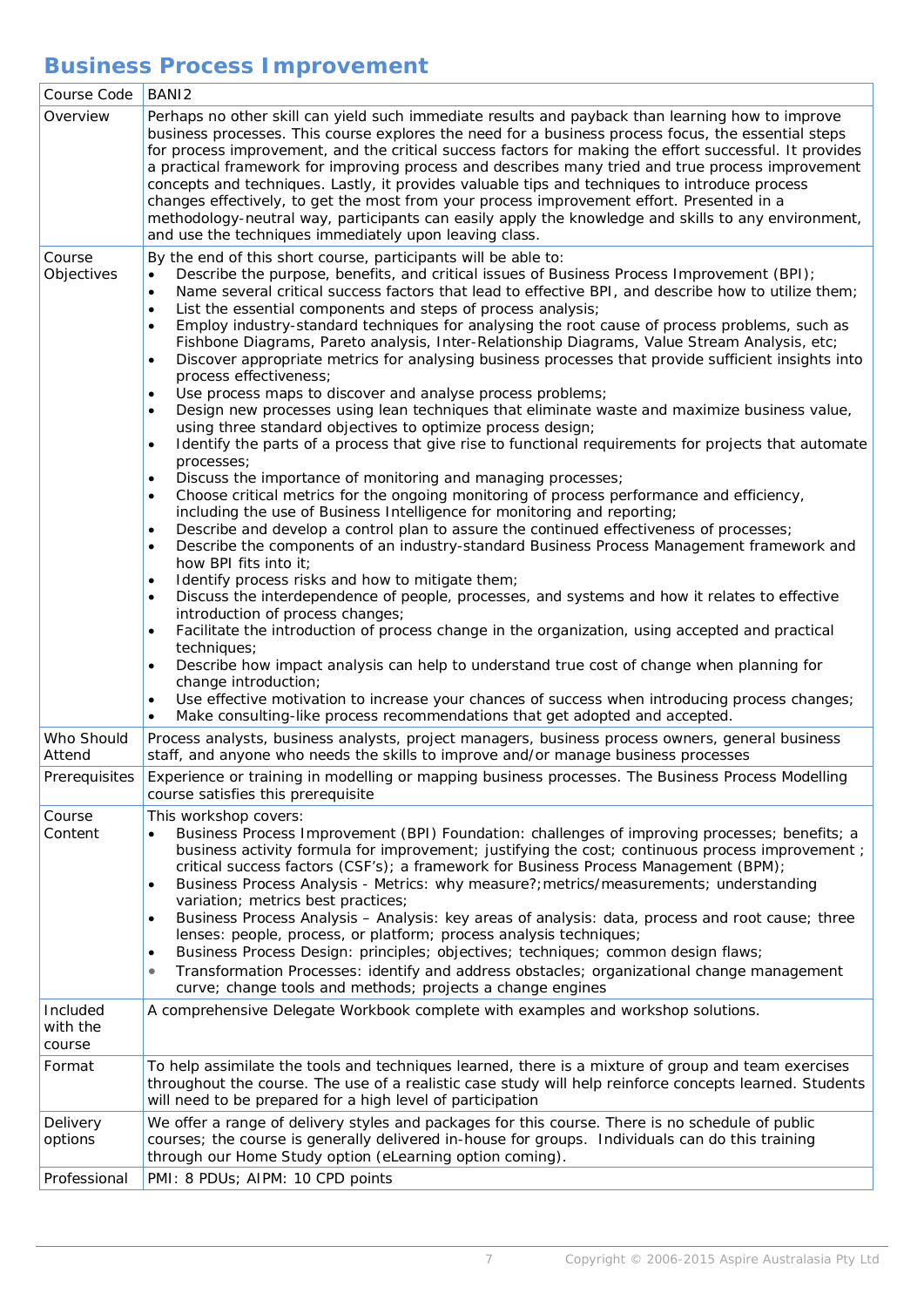# Business Process Improvement

| Course Code | BANI2 |
|---|---|
| Overview | Perhaps no other skill can yield such immediate results and payback than learning how to improve business processes. This course explores the need for a business process focus, the essential steps for process improvement, and the critical success factors for making the effort successful. It provides a practical framework for improving process and describes many tried and true process improvement concepts and techniques. Lastly, it provides valuable tips and techniques to introduce process changes effectively, to get the most from your process improvement effort. Presented in a methodology-neutral way, participants can easily apply the knowledge and skills to any environment, and use the techniques immediately upon leaving class. |
| Course Objectives | By the end of this short course, participants will be able to:<br>• Describe the purpose, benefits, and critical issues of Business Process Improvement (BPI);<br>• Name several critical success factors that lead to effective BPI, and describe how to utilize them;<br>• List the essential components and steps of process analysis;<br>• Employ industry-standard techniques for analysing the root cause of process problems, such as Fishbone Diagrams, Pareto analysis, Inter-Relationship Diagrams, Value Stream Analysis, etc;<br>• Discover appropriate metrics for analysing business processes that provide sufficient insights into process effectiveness;<br>• Use process maps to discover and analyse process problems;<br>• Design new processes using lean techniques that eliminate waste and maximize business value, using three standard objectives to optimize process design;<br>• Identify the parts of a process that give rise to functional requirements for projects that automate processes;<br>• Discuss the importance of monitoring and managing processes;<br>• Choose critical metrics for the ongoing monitoring of process performance and efficiency, including the use of Business Intelligence for monitoring and reporting;<br>• Describe and develop a control plan to assure the continued effectiveness of processes;<br>• Describe the components of an industry-standard Business Process Management framework and how BPI fits into it;<br>• Identify process risks and how to mitigate them;<br>• Discuss the interdependence of people, processes, and systems and how it relates to effective introduction of process changes;<br>• Facilitate the introduction of process change in the organization, using accepted and practical techniques;<br>• Describe how impact analysis can help to understand true cost of change when planning for change introduction;<br>• Use effective motivation to increase your chances of success when introducing process changes;<br>• Make consulting-like process recommendations that get adopted and accepted. |
| Who Should Attend | Process analysts, business analysts, project managers, business process owners, general business staff, and anyone who needs the skills to improve and/or manage business processes |
| Prerequisites | Experience or training in modelling or mapping business processes. The Business Process Modelling course satisfies this prerequisite |
| Course Content | This workshop covers:<br>• Business Process Improvement (BPI) Foundation: challenges of improving processes; benefits; a business activity formula for improvement; justifying the cost; continuous process improvement ; critical success factors (CSF's); a framework for Business Process Management (BPM);<br>• Business Process Analysis - Metrics: why measure?;metrics/measurements; understanding variation; metrics best practices;<br>• Business Process Analysis – Analysis: key areas of analysis: data, process and root cause; three lenses: people, process, or platform; process analysis techniques;<br>• Business Process Design: principles; objectives; techniques; common design flaws;<br>• Transformation Processes: identify and address obstacles; organizational change management curve; change tools and methods; projects a change engines |
| Included with the course | A comprehensive Delegate Workbook complete with examples and workshop solutions. |
| Format | To help assimilate the tools and techniques learned, there is a mixture of group and team exercises throughout the course. The use of a realistic case study will help reinforce concepts learned. Students will need to be prepared for a high level of participation |
| Delivery options | We offer a range of delivery styles and packages for this course. There is no schedule of public courses; the course is generally delivered in-house for groups. Individuals can do this training through our Home Study option (eLearning option coming). |
| Professional | PMI: 8 PDUs; AIPM: 10 CPD points |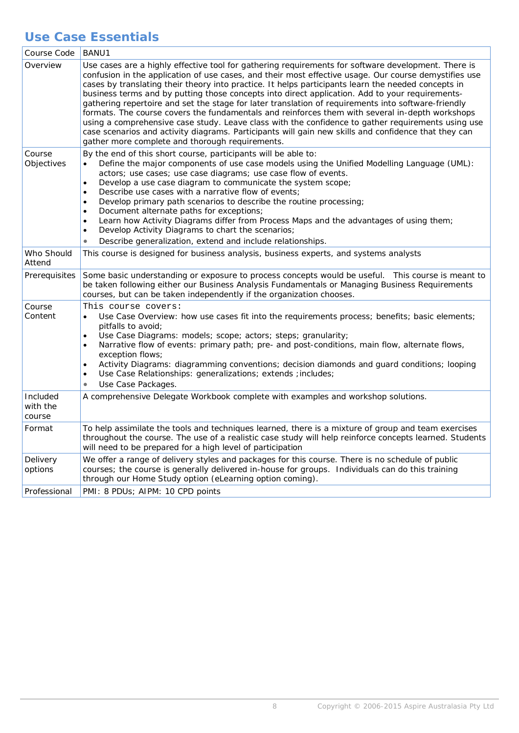## Use Case Essentials

| Course Code | BANU1 |
|---|---|
| Overview | Use cases are a highly effective tool for gathering requirements for software development. There is confusion in the application of use cases, and their most effective usage. Our course demystifies use cases by translating their theory into practice. It helps participants learn the needed concepts in business terms and by putting those concepts into direct application. Add to your requirements-gathering repertoire and set the stage for later translation of requirements into software-friendly formats. The course covers the fundamentals and reinforces them with several in-depth workshops using a comprehensive case study. Leave class with the confidence to gather requirements using use case scenarios and activity diagrams. Participants will gain new skills and confidence that they can gather more complete and thorough requirements. |
| Course Objectives | By the end of this short course, participants will be able to:<br>• Define the major components of use case models using the Unified Modelling Language (UML): actors; use cases; use case diagrams; use case flow of events.<br>• Develop a use case diagram to communicate the system scope;<br>• Describe use cases with a narrative flow of events;<br>• Develop primary path scenarios to describe the routine processing;<br>• Document alternate paths for exceptions;<br>• Learn how Activity Diagrams differ from Process Maps and the advantages of using them;<br>• Develop Activity Diagrams to chart the scenarios;<br>• Describe generalization, extend and include relationships. |
| Who Should Attend | This course is designed for business analysis, business experts, and systems analysts |
| Prerequisites | Some basic understanding or exposure to process concepts would be useful. This course is meant to be taken following either our Business Analysis Fundamentals or Managing Business Requirements courses, but can be taken independently if the organization chooses. |
| Course Content | This course covers:<br>• Use Case Overview: how use cases fit into the requirements process; benefits; basic elements; pitfalls to avoid;<br>• Use Case Diagrams: models; scope; actors; steps; granularity;<br>• Narrative flow of events: primary path; pre- and post-conditions, main flow, alternate flows, exception flows;<br>• Activity Diagrams: diagramming conventions; decision diamonds and guard conditions; looping<br>• Use Case Relationships: generalizations; extends ;includes;<br>• Use Case Packages. |
| Included with the course | A comprehensive Delegate Workbook complete with examples and workshop solutions. |
| Format | To help assimilate the tools and techniques learned, there is a mixture of group and team exercises throughout the course. The use of a realistic case study will help reinforce concepts learned. Students will need to be prepared for a high level of participation |
| Delivery options | We offer a range of delivery styles and packages for this course. There is no schedule of public courses; the course is generally delivered in-house for groups. Individuals can do this training through our Home Study option (eLearning option coming). |
| Professional | PMI: 8 PDUs; AIPM: 10 CPD points |

Copyright © 2006-2015 Aspire Australasia Pty Ltd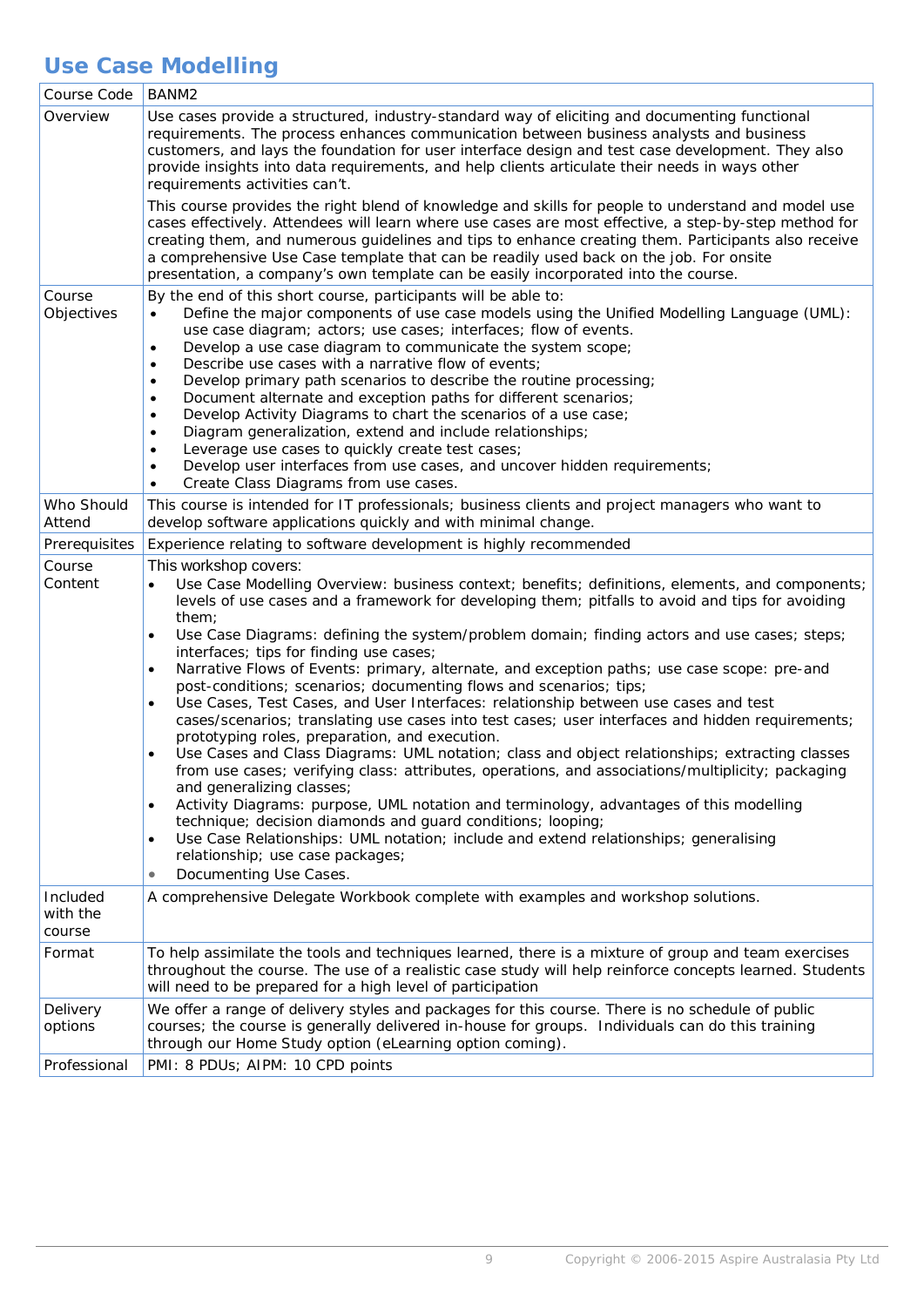# Use Case Modelling

| | |
|---|---|
| Course Code | BANM2 |
| Overview | Use cases provide a structured, industry-standard way of eliciting and documenting functional requirements. The process enhances communication between business analysts and business customers, and lays the foundation for user interface design and test case development. They also provide insights into data requirements, and help clients articulate their needs in ways other requirements activities can't.<br><br>This course provides the right blend of knowledge and skills for people to understand and model use cases effectively. Attendees will learn where use cases are most effective, a step-by-step method for creating them, and numerous guidelines and tips to enhance creating them. Participants also receive a comprehensive Use Case template that can be readily used back on the job. For onsite presentation, a company's own template can be easily incorporated into the course. |
| Course Objectives | By the end of this short course, participants will be able to:<br>• Define the major components of use case models using the Unified Modelling Language (UML): use case diagram; actors; use cases; interfaces; flow of events.<br>• Develop a use case diagram to communicate the system scope;<br>• Describe use cases with a narrative flow of events;<br>• Develop primary path scenarios to describe the routine processing;<br>• Document alternate and exception paths for different scenarios;<br>• Develop Activity Diagrams to chart the scenarios of a use case;<br>• Diagram generalization, extend and include relationships;<br>• Leverage use cases to quickly create test cases;<br>• Develop user interfaces from use cases, and uncover hidden requirements;<br>• Create Class Diagrams from use cases. |
| Who Should Attend | This course is intended for IT professionals; business clients and project managers who want to develop software applications quickly and with minimal change. |
| Prerequisites | Experience relating to software development is highly recommended |
| Course Content | This workshop covers:<br>• Use Case Modelling Overview: business context; benefits; definitions, elements, and components; levels of use cases and a framework for developing them; pitfalls to avoid and tips for avoiding them;<br>• Use Case Diagrams: defining the system/problem domain; finding actors and use cases; steps; interfaces; tips for finding use cases;<br>• Narrative Flows of Events: primary, alternate, and exception paths; use case scope: pre-and post-conditions; scenarios; documenting flows and scenarios; tips;<br>• Use Cases, Test Cases, and User Interfaces: relationship between use cases and test cases/scenarios; translating use cases into test cases; user interfaces and hidden requirements; prototyping roles, preparation, and execution.<br>• Use Cases and Class Diagrams: UML notation; class and object relationships; extracting classes from use cases; verifying class: attributes, operations, and associations/multiplicity; packaging and generalizing classes;<br>• Activity Diagrams: purpose, UML notation and terminology, advantages of this modelling technique; decision diamonds and guard conditions; looping;<br>• Use Case Relationships: UML notation; include and extend relationships; generalising relationship; use case packages;<br>• Documenting Use Cases. |
| Included with the course | A comprehensive Delegate Workbook complete with examples and workshop solutions. |
| Format | To help assimilate the tools and techniques learned, there is a mixture of group and team exercises throughout the course. The use of a realistic case study will help reinforce concepts learned. Students will need to be prepared for a high level of participation |
| Delivery options | We offer a range of delivery styles and packages for this course. There is no schedule of public courses; the course is generally delivered in-house for groups. Individuals can do this training through our Home Study option (eLearning option coming). |
| Professional | PMI: 8 PDUs; AIPM: 10 CPD points |

Copyright © 2006-2015 Aspire Australasia Pty Ltd